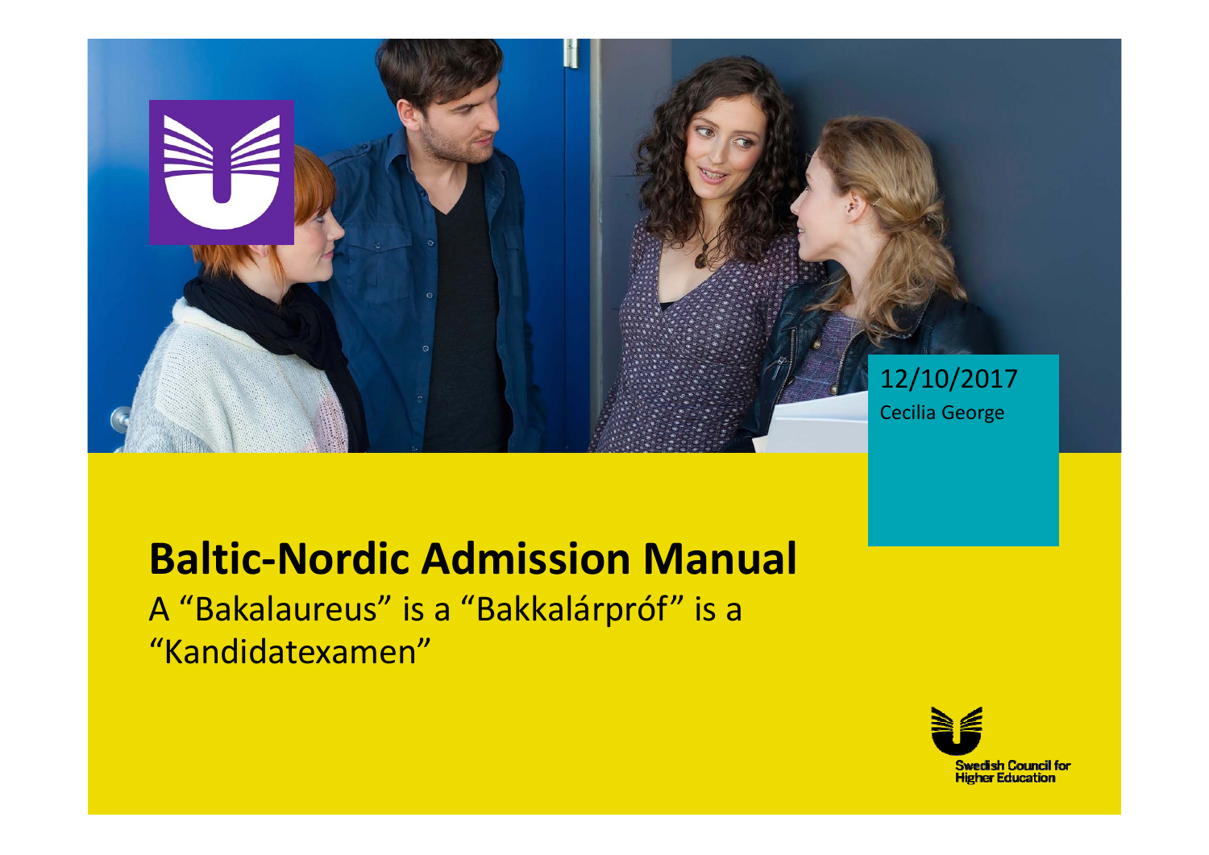12/10/2017

Cecilia George

# Baltic-Nordic Admission Manual

A “Bakalaureus” is a “Bakkalárpróf” is a “Kandidatexamen”

Swedish Council for Higher Education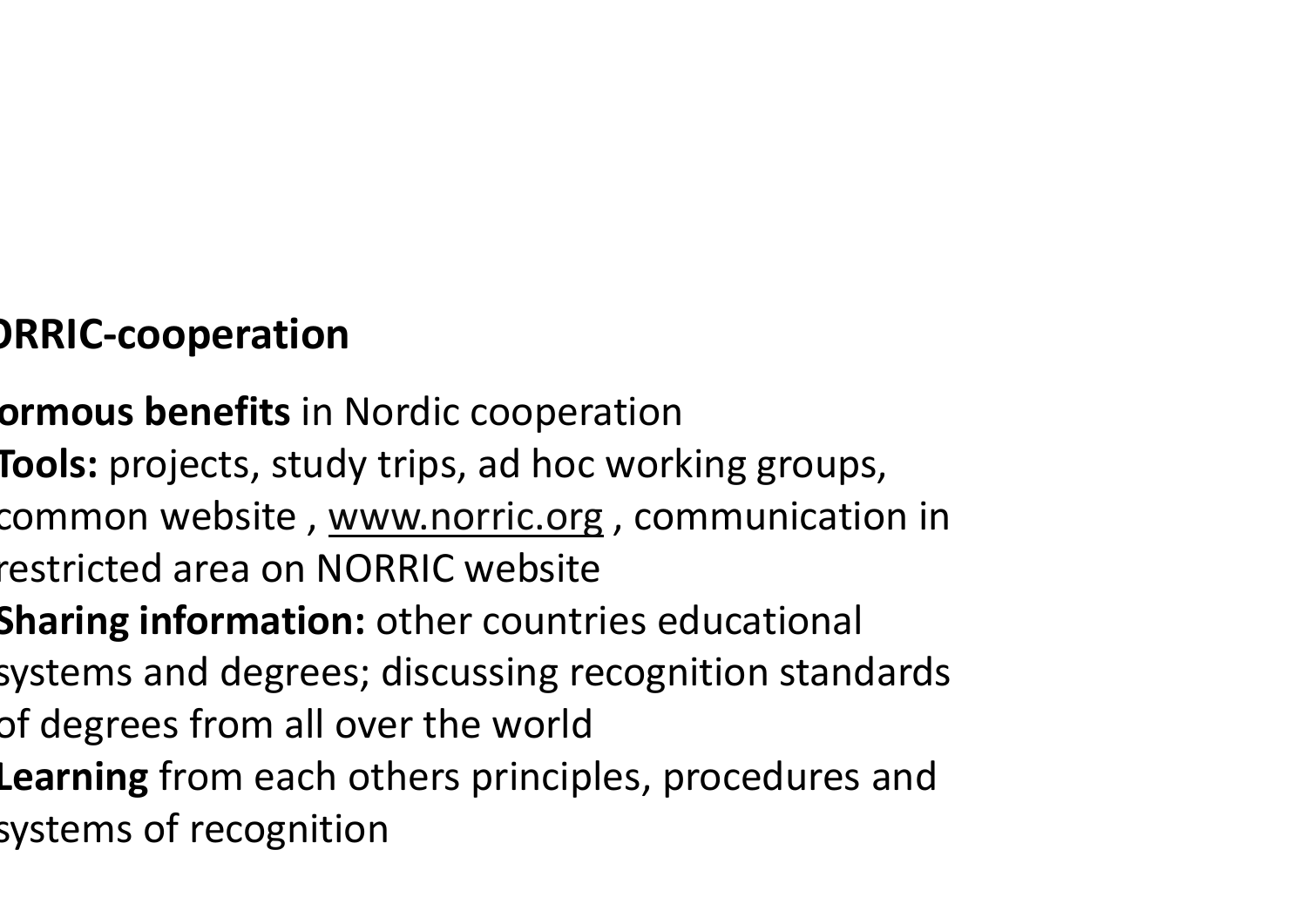**ORRIC-cooperation**

**ormous benefits** in Nordic cooperation

- **Tools:** projects, study trips, ad hoc working groups, common website , www.norric.org , communication in restricted area on NORRIC website
- **Sharing information:** other countries educational systems and degrees; discussing recognition standards of degrees from all over the world
- **Learning** from each others principles, procedures and systems of recognition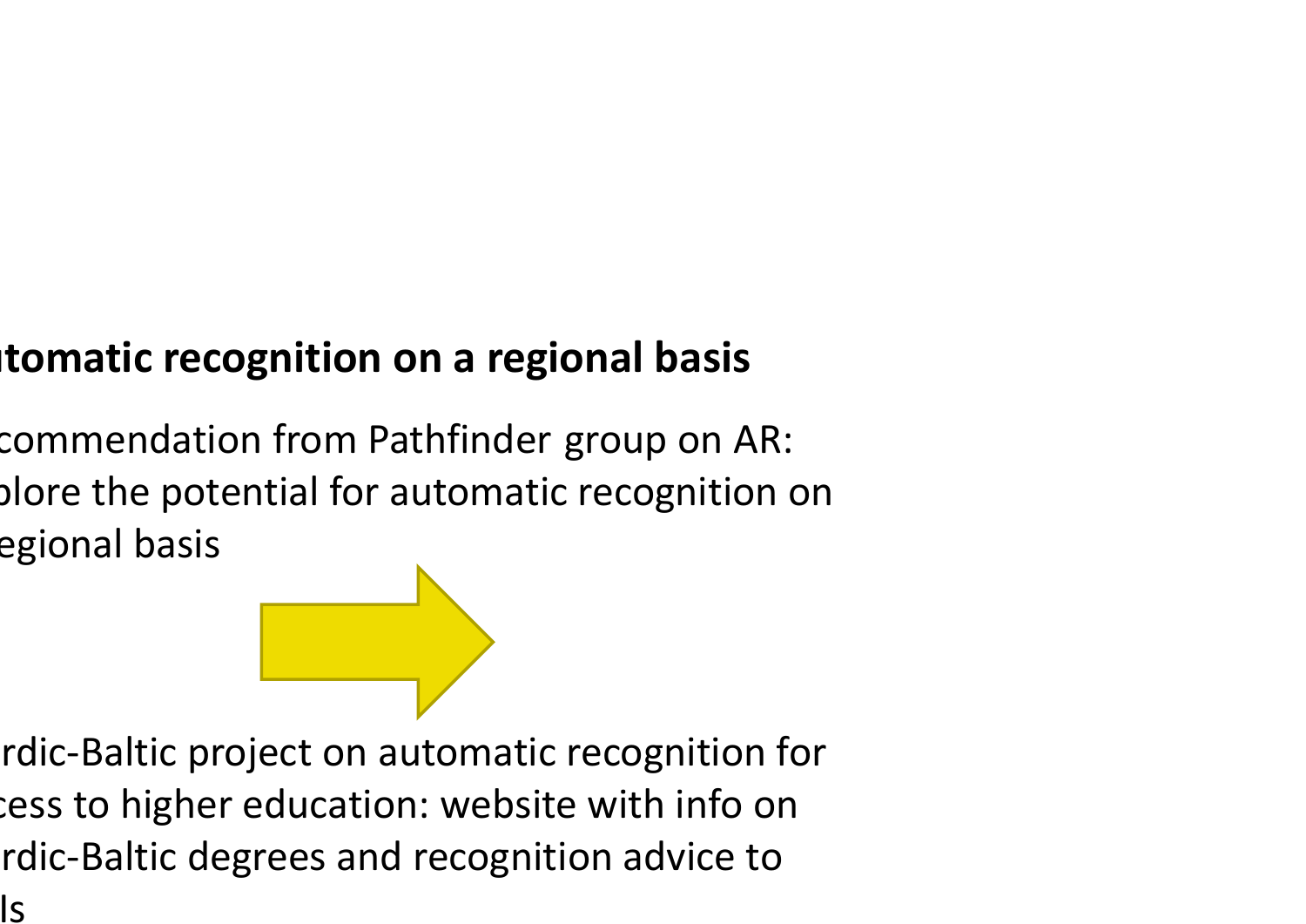**tomatic recognition on a regional basis**

commendation from Pathfinder group on AR: plore the potential for automatic recognition on egional basis

rdic-Baltic project on automatic recognition for cess to higher education: website with info on rdic-Baltic degrees and recognition advice to ls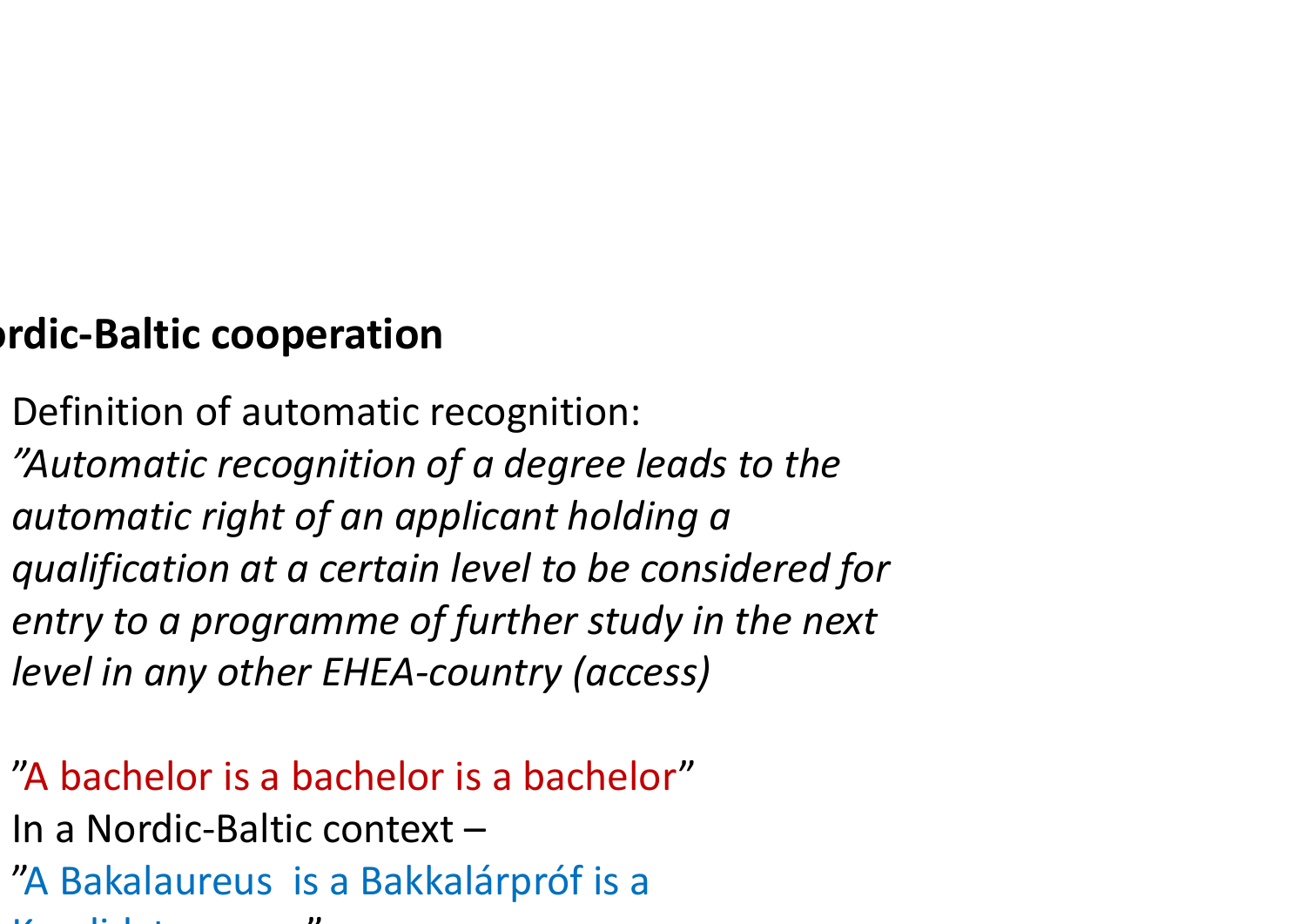**rdic-Baltic cooperation**

Definition of automatic recognition:
*”Automatic recognition of a degree leads to the automatic right of an applicant holding a qualification at a certain level to be considered for entry to a programme of further study in the next level in any other EHEA-country (access)*

”A bachelor is a bachelor is a bachelor”
In a Nordic-Baltic context –
”A Bakalaureus is a Bakkalárpróf is a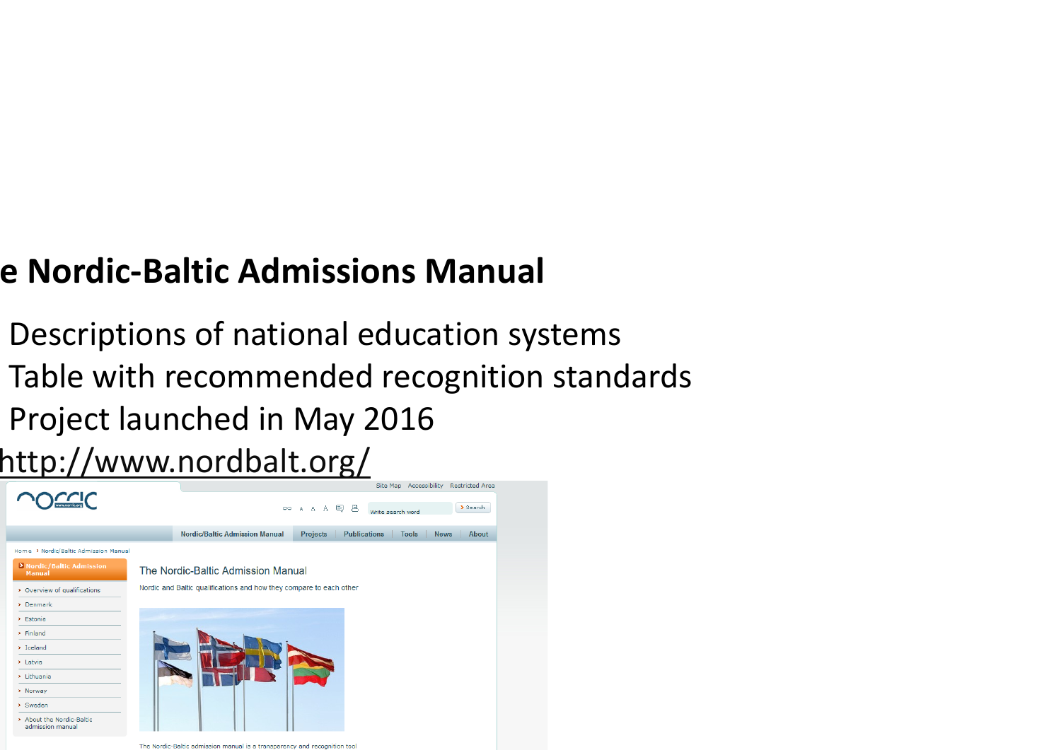## e Nordic-Baltic Admissions Manual

- Descriptions of national education systems
- Table with recommended recognition standards
- Project launched in May 2016

http://www.nordbalt.org/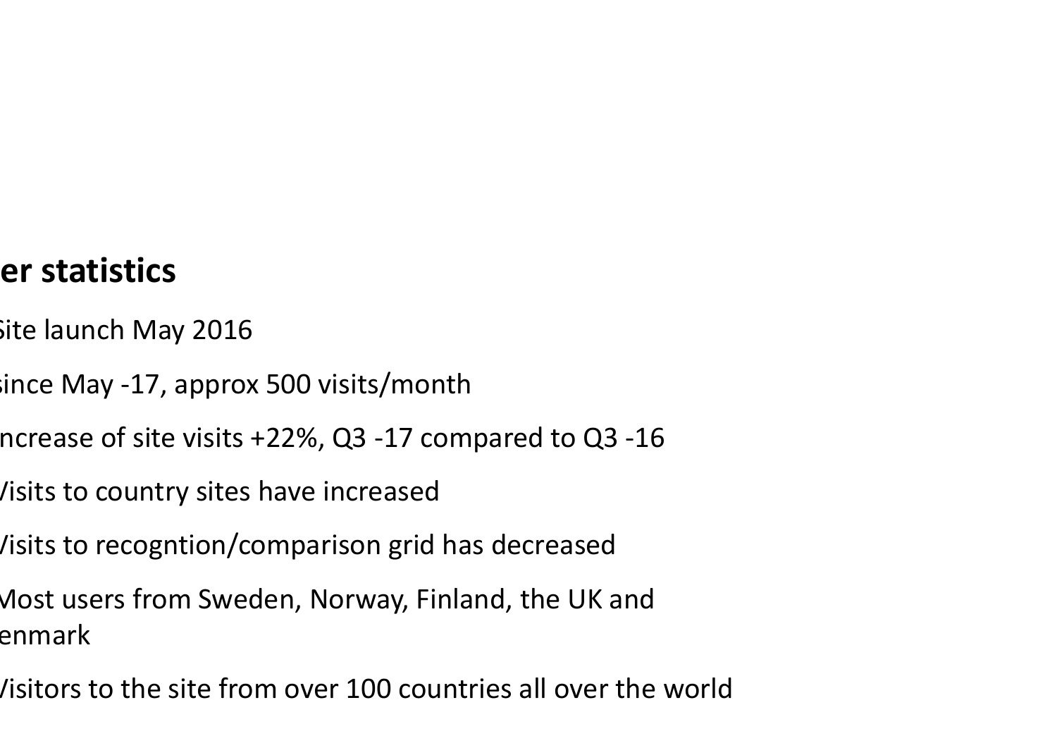## er statistics

- Site launch May 2016
- Since May -17, approx 500 visits/month
- Increase of site visits +22%, Q3 -17 compared to Q3 -16
- Visits to country sites have increased
- Visits to recogntion/comparison grid has decreased
- Most users from Sweden, Norway, Finland, the UK and enmark
- Visitors to the site from over 100 countries all over the world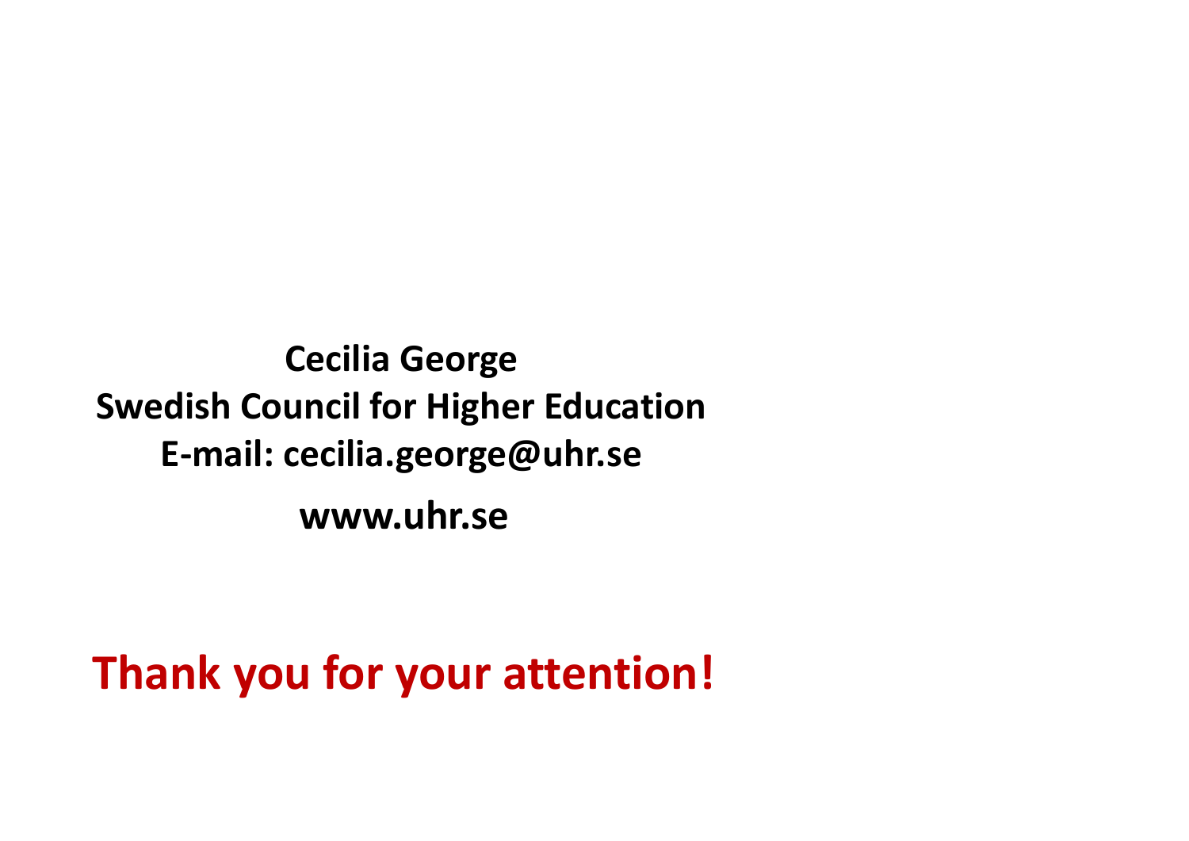**Cecilia George**
**Swedish Council for Higher Education**
**E-mail: cecilia.george@uhr.se**

**www.uhr.se**

**Thank you for your attention!**